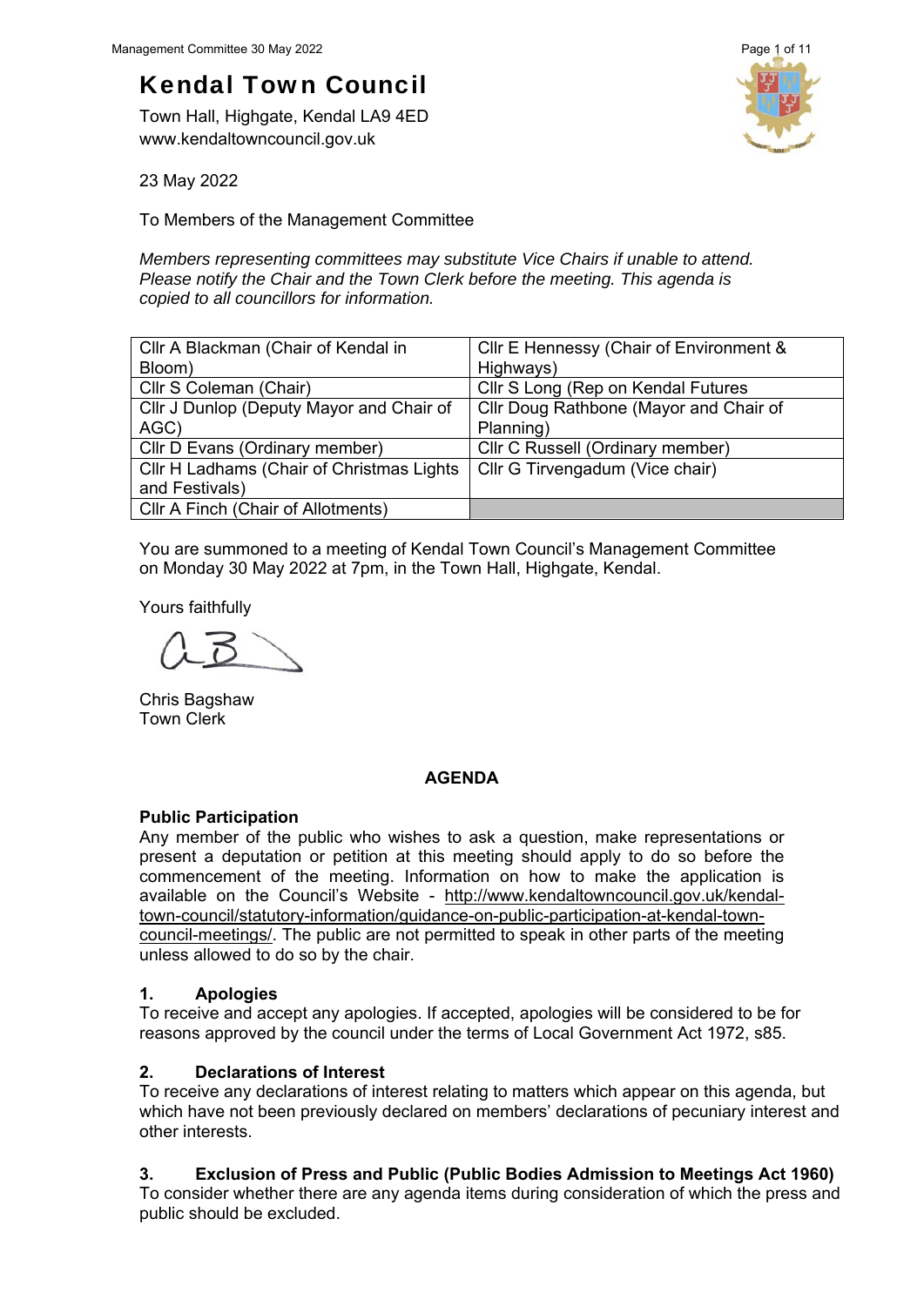# Kendal Town Council

Town Hall, Highgate, Kendal LA9 4ED
www.kendaltowncouncil.gov.uk

23 May 2022

To Members of the Management Committee

*Members representing committees may substitute Vice Chairs if unable to attend. Please notify the Chair and the Town Clerk before the meeting. This agenda is copied to all councillors for information.*

| | |
|---|---|
| Cllr A Blackman (Chair of Kendal in Bloom) | Cllr E Hennessy (Chair of Environment & Highways) |
| Cllr S Coleman (Chair) | Cllr S Long (Rep on Kendal Futures |
| Cllr J Dunlop (Deputy Mayor and Chair of AGC) | Cllr Doug Rathbone (Mayor and Chair of Planning) |
| Cllr D Evans (Ordinary member) | Cllr C Russell (Ordinary member) |
| Cllr H Ladhams (Chair of Christmas Lights and Festivals) | Cllr G Tirvengadum (Vice chair) |
| Cllr A Finch (Chair of Allotments) | |

You are summoned to a meeting of Kendal Town Council's Management Committee on Monday 30 May 2022 at 7pm, in the Town Hall, Highgate, Kendal.

Yours faithfully

Chris Bagshaw
Town Clerk

## AGENDA

### Public Participation

Any member of the public who wishes to ask a question, make representations or present a deputation or petition at this meeting should apply to do so before the commencement of the meeting. Information on how to make the application is available on the Council's Website - http://www.kendaltowncouncil.gov.uk/kendal-town-council/statutory-information/guidance-on-public-participation-at-kendal-town-council-meetings/. The public are not permitted to speak in other parts of the meeting unless allowed to do so by the chair.

### 1. Apologies

To receive and accept any apologies. If accepted, apologies will be considered to be for reasons approved by the council under the terms of Local Government Act 1972, s85.

### 2. Declarations of Interest

To receive any declarations of interest relating to matters which appear on this agenda, but which have not been previously declared on members' declarations of pecuniary interest and other interests.

### 3. Exclusion of Press and Public (Public Bodies Admission to Meetings Act 1960)

To consider whether there are any agenda items during consideration of which the press and public should be excluded.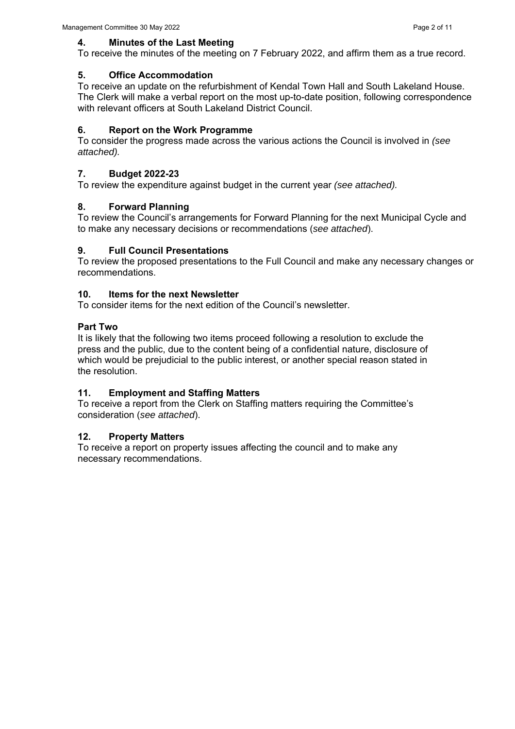### 4. Minutes of the Last Meeting

To receive the minutes of the meeting on 7 February 2022, and affirm them as a true record.

### 5. Office Accommodation

To receive an update on the refurbishment of Kendal Town Hall and South Lakeland House. The Clerk will make a verbal report on the most up-to-date position, following correspondence with relevant officers at South Lakeland District Council.

### 6. Report on the Work Programme

To consider the progress made across the various actions the Council is involved in *(see attached).*

### 7. Budget 2022-23

To review the expenditure against budget in the current year *(see attached).*

### 8. Forward Planning

To review the Council's arrangements for Forward Planning for the next Municipal Cycle and to make any necessary decisions or recommendations (*see attached*).

### 9. Full Council Presentations

To review the proposed presentations to the Full Council and make any necessary changes or recommendations.

### 10. Items for the next Newsletter

To consider items for the next edition of the Council's newsletter.

### Part Two

It is likely that the following two items proceed following a resolution to exclude the press and the public, due to the content being of a confidential nature, disclosure of which would be prejudicial to the public interest, or another special reason stated in the resolution.

### 11. Employment and Staffing Matters

To receive a report from the Clerk on Staffing matters requiring the Committee's consideration (*see attached*).

### 12. Property Matters

To receive a report on property issues affecting the council and to make any necessary recommendations.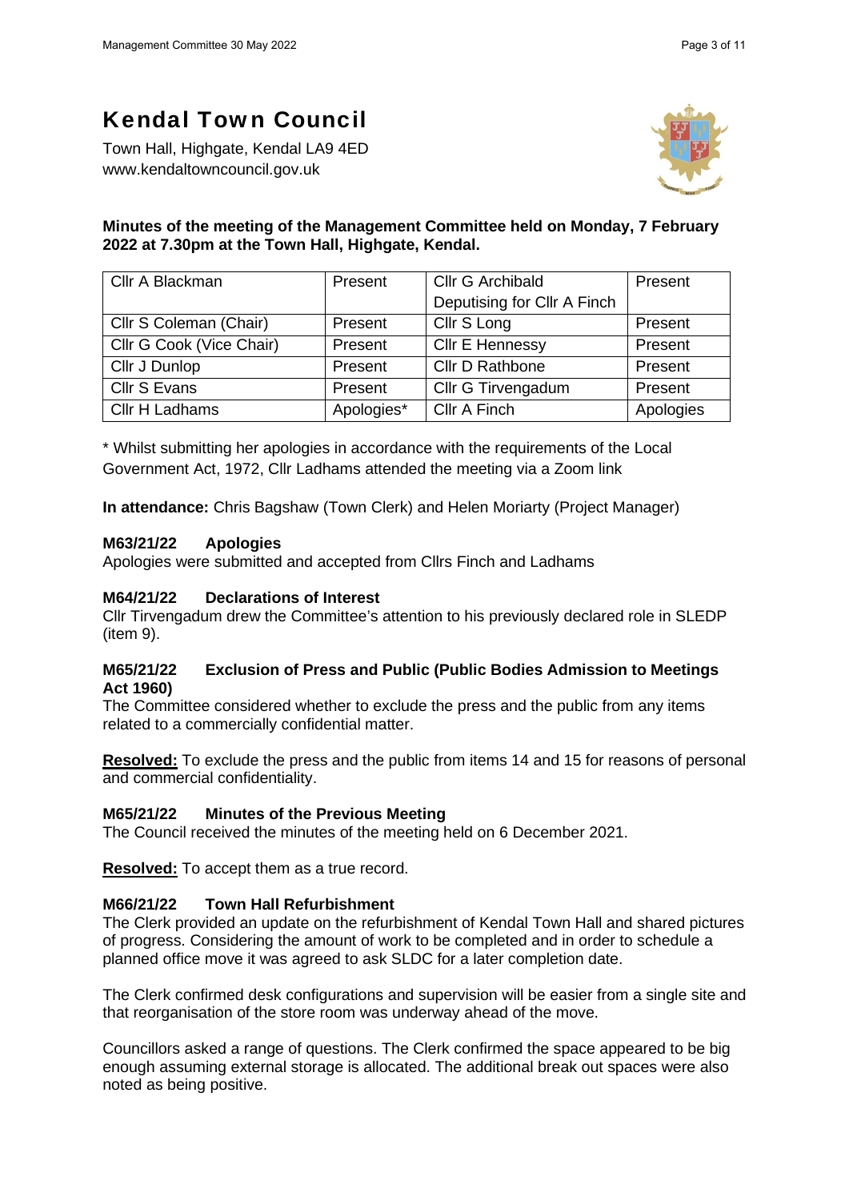# Kendal Town Council

Town Hall, Highgate, Kendal LA9 4ED
www.kendaltowncouncil.gov.uk

**Minutes of the meeting of the Management Committee held on Monday, 7 February 2022 at 7.30pm at the Town Hall, Highgate, Kendal.**

| | | | |
|---|---|---|---|
| Cllr A Blackman | Present | Cllr G Archibald Deputising for Cllr A Finch | Present |
| Cllr S Coleman (Chair) | Present | Cllr S Long | Present |
| Cllr G Cook (Vice Chair) | Present | Cllr E Hennessy | Present |
| Cllr J Dunlop | Present | Cllr D Rathbone | Present |
| Cllr S Evans | Present | Cllr G Tirvengadum | Present |
| Cllr H Ladhams | Apologies* | Cllr A Finch | Apologies |

* Whilst submitting her apologies in accordance with the requirements of the Local Government Act, 1972, Cllr Ladhams attended the meeting via a Zoom link

**In attendance:** Chris Bagshaw (Town Clerk) and Helen Moriarty (Project Manager)

### M63/21/22 Apologies

Apologies were submitted and accepted from Cllrs Finch and Ladhams

### M64/21/22 Declarations of Interest

Cllr Tirvengadum drew the Committee's attention to his previously declared role in SLEDP (item 9).

### M65/21/22 Exclusion of Press and Public (Public Bodies Admission to Meetings Act 1960)

The Committee considered whether to exclude the press and the public from any items related to a commercially confidential matter.

**Resolved:** To exclude the press and the public from items 14 and 15 for reasons of personal and commercial confidentiality.

### M65/21/22 Minutes of the Previous Meeting

The Council received the minutes of the meeting held on 6 December 2021.

**Resolved:** To accept them as a true record.

### M66/21/22 Town Hall Refurbishment

The Clerk provided an update on the refurbishment of Kendal Town Hall and shared pictures of progress. Considering the amount of work to be completed and in order to schedule a planned office move it was agreed to ask SLDC for a later completion date.

The Clerk confirmed desk configurations and supervision will be easier from a single site and that reorganisation of the store room was underway ahead of the move.

Councillors asked a range of questions. The Clerk confirmed the space appeared to be big enough assuming external storage is allocated. The additional break out spaces were also noted as being positive.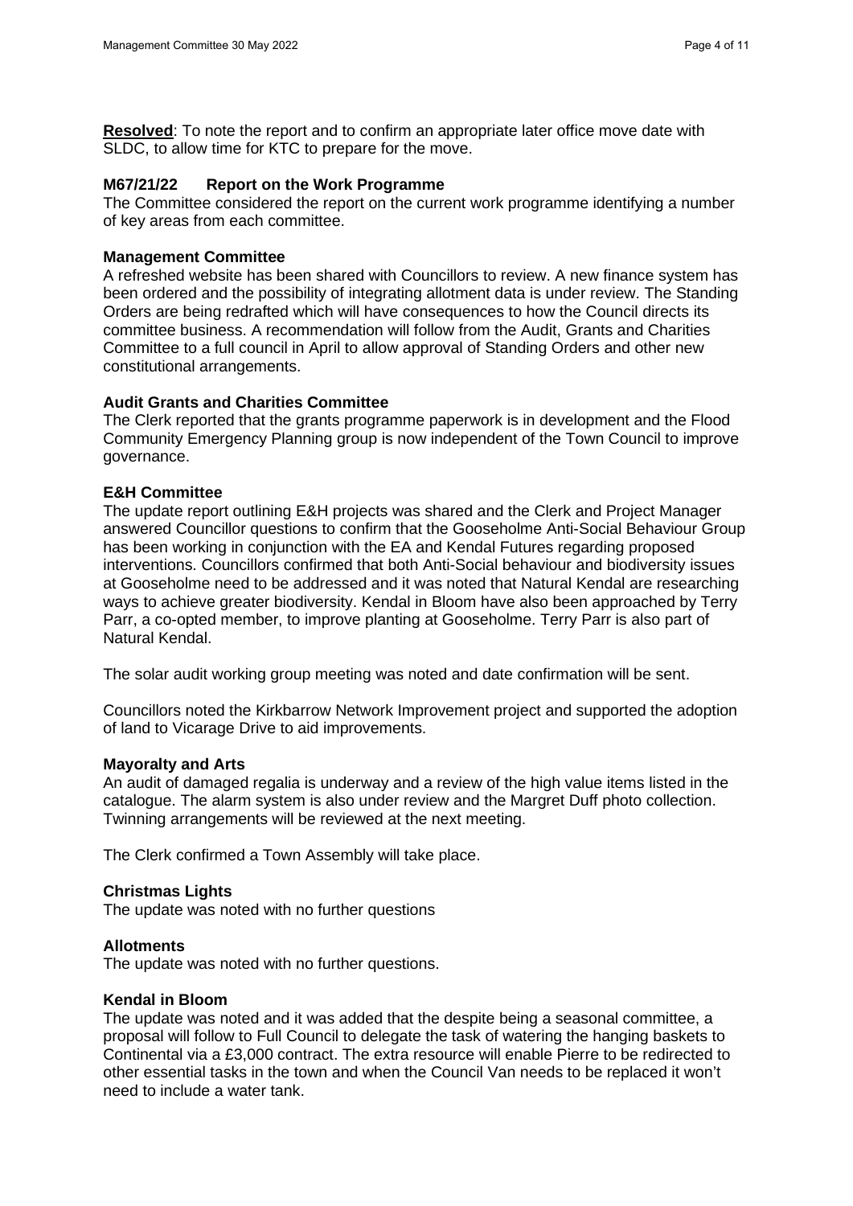**Resolved**: To note the report and to confirm an appropriate later office move date with SLDC, to allow time for KTC to prepare for the move.

**M67/21/22 Report on the Work Programme**

The Committee considered the report on the current work programme identifying a number of key areas from each committee.

**Management Committee**

A refreshed website has been shared with Councillors to review. A new finance system has been ordered and the possibility of integrating allotment data is under review. The Standing Orders are being redrafted which will have consequences to how the Council directs its committee business. A recommendation will follow from the Audit, Grants and Charities Committee to a full council in April to allow approval of Standing Orders and other new constitutional arrangements.

**Audit Grants and Charities Committee**

The Clerk reported that the grants programme paperwork is in development and the Flood Community Emergency Planning group is now independent of the Town Council to improve governance.

**E&H Committee**

The update report outlining E&H projects was shared and the Clerk and Project Manager answered Councillor questions to confirm that the Gooseholme Anti-Social Behaviour Group has been working in conjunction with the EA and Kendal Futures regarding proposed interventions. Councillors confirmed that both Anti-Social behaviour and biodiversity issues at Gooseholme need to be addressed and it was noted that Natural Kendal are researching ways to achieve greater biodiversity. Kendal in Bloom have also been approached by Terry Parr, a co-opted member, to improve planting at Gooseholme. Terry Parr is also part of Natural Kendal.

The solar audit working group meeting was noted and date confirmation will be sent.

Councillors noted the Kirkbarrow Network Improvement project and supported the adoption of land to Vicarage Drive to aid improvements.

**Mayoralty and Arts**

An audit of damaged regalia is underway and a review of the high value items listed in the catalogue. The alarm system is also under review and the Margret Duff photo collection. Twinning arrangements will be reviewed at the next meeting.

The Clerk confirmed a Town Assembly will take place.

**Christmas Lights**

The update was noted with no further questions

**Allotments**

The update was noted with no further questions.

**Kendal in Bloom**

The update was noted and it was added that the despite being a seasonal committee, a proposal will follow to Full Council to delegate the task of watering the hanging baskets to Continental via a £3,000 contract. The extra resource will enable Pierre to be redirected to other essential tasks in the town and when the Council Van needs to be replaced it won't need to include a water tank.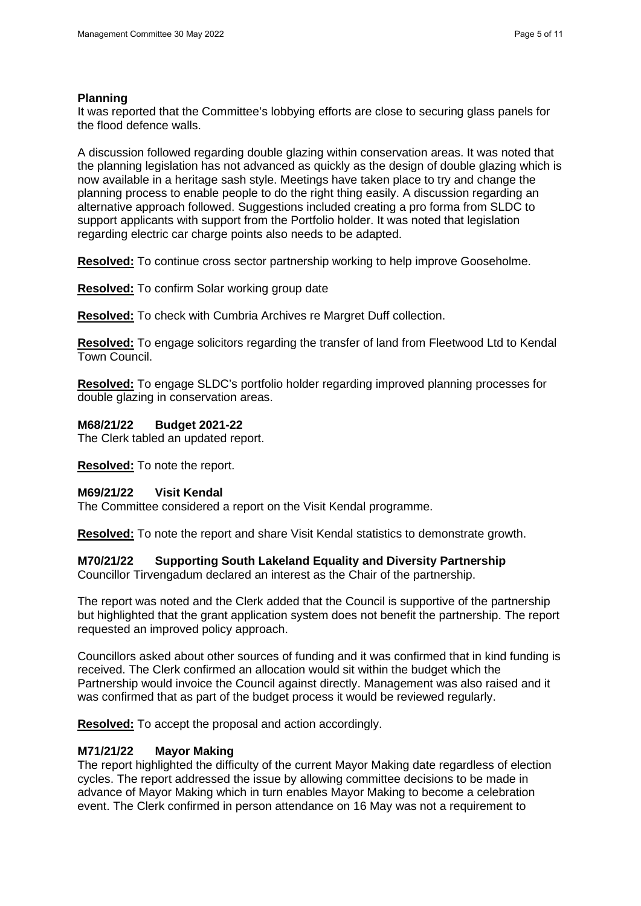**Planning**

It was reported that the Committee's lobbying efforts are close to securing glass panels for the flood defence walls.

A discussion followed regarding double glazing within conservation areas. It was noted that the planning legislation has not advanced as quickly as the design of double glazing which is now available in a heritage sash style. Meetings have taken place to try and change the planning process to enable people to do the right thing easily. A discussion regarding an alternative approach followed. Suggestions included creating a pro forma from SLDC to support applicants with support from the Portfolio holder. It was noted that legislation regarding electric car charge points also needs to be adapted.

**Resolved:** To continue cross sector partnership working to help improve Gooseholme.

**Resolved:** To confirm Solar working group date

**Resolved:** To check with Cumbria Archives re Margret Duff collection.

**Resolved:** To engage solicitors regarding the transfer of land from Fleetwood Ltd to Kendal Town Council.

**Resolved:** To engage SLDC's portfolio holder regarding improved planning processes for double glazing in conservation areas.

**M68/21/22 Budget 2021-22**

The Clerk tabled an updated report.

**Resolved:** To note the report.

**M69/21/22 Visit Kendal**

The Committee considered a report on the Visit Kendal programme.

**Resolved:** To note the report and share Visit Kendal statistics to demonstrate growth.

**M70/21/22 Supporting South Lakeland Equality and Diversity Partnership**

Councillor Tirvengadum declared an interest as the Chair of the partnership.

The report was noted and the Clerk added that the Council is supportive of the partnership but highlighted that the grant application system does not benefit the partnership. The report requested an improved policy approach.

Councillors asked about other sources of funding and it was confirmed that in kind funding is received. The Clerk confirmed an allocation would sit within the budget which the Partnership would invoice the Council against directly. Management was also raised and it was confirmed that as part of the budget process it would be reviewed regularly.

**Resolved:** To accept the proposal and action accordingly.

**M71/21/22 Mayor Making**

The report highlighted the difficulty of the current Mayor Making date regardless of election cycles. The report addressed the issue by allowing committee decisions to be made in advance of Mayor Making which in turn enables Mayor Making to become a celebration event. The Clerk confirmed in person attendance on 16 May was not a requirement to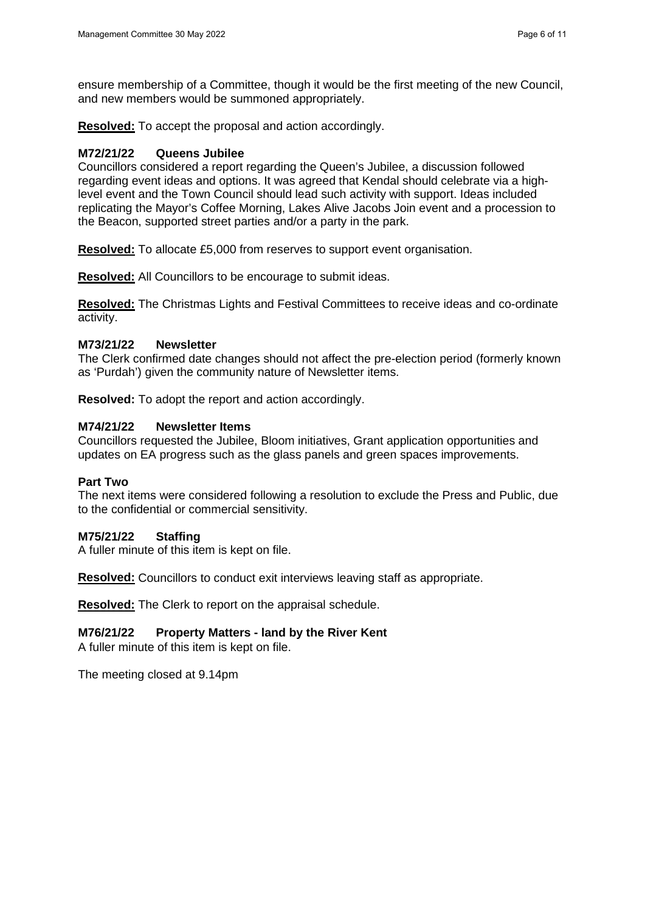ensure membership of a Committee, though it would be the first meeting of the new Council, and new members would be summoned appropriately.

**Resolved:** To accept the proposal and action accordingly.

### M72/21/22 Queens Jubilee

Councillors considered a report regarding the Queen's Jubilee, a discussion followed regarding event ideas and options. It was agreed that Kendal should celebrate via a high-level event and the Town Council should lead such activity with support. Ideas included replicating the Mayor's Coffee Morning, Lakes Alive Jacobs Join event and a procession to the Beacon, supported street parties and/or a party in the park.

**Resolved:** To allocate £5,000 from reserves to support event organisation.

**Resolved:** All Councillors to be encourage to submit ideas.

**Resolved:** The Christmas Lights and Festival Committees to receive ideas and co-ordinate activity.

### M73/21/22 Newsletter

The Clerk confirmed date changes should not affect the pre-election period (formerly known as 'Purdah') given the community nature of Newsletter items.

**Resolved:** To adopt the report and action accordingly.

### M74/21/22 Newsletter Items

Councillors requested the Jubilee, Bloom initiatives, Grant application opportunities and updates on EA progress such as the glass panels and green spaces improvements.

### Part Two

The next items were considered following a resolution to exclude the Press and Public, due to the confidential or commercial sensitivity.

### M75/21/22 Staffing

A fuller minute of this item is kept on file.

**Resolved:** Councillors to conduct exit interviews leaving staff as appropriate.

**Resolved:** The Clerk to report on the appraisal schedule.

### M76/21/22 Property Matters - land by the River Kent

A fuller minute of this item is kept on file.

The meeting closed at 9.14pm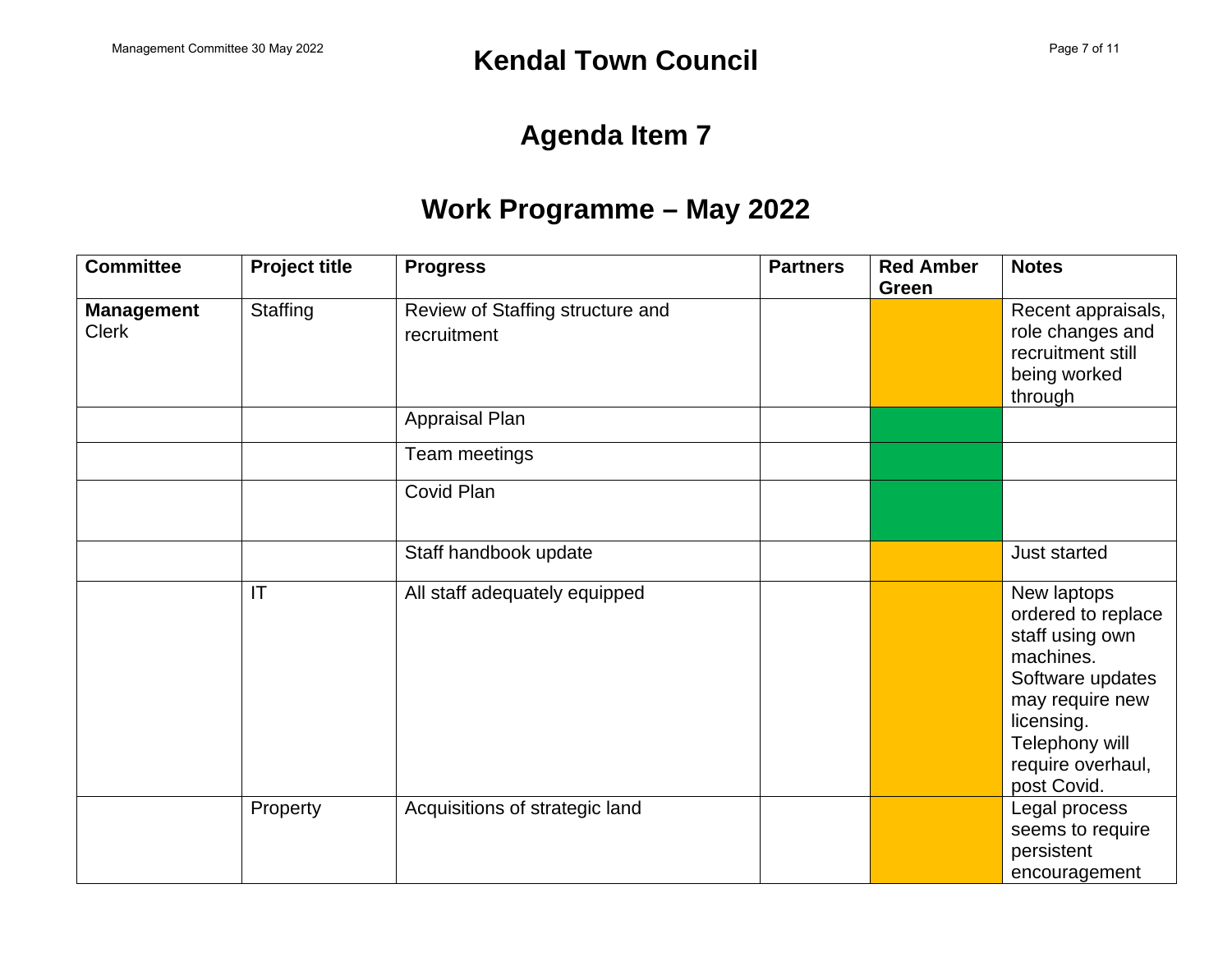## Agenda Item 7

## Work Programme – May 2022

| Committee | Project title | Progress | Partners | Red Amber Green | Notes |
|---|---|---|---|---|---|
| **Management** Clerk | Staffing | Review of Staffing structure and recruitment | | Amber | Recent appraisals, role changes and recruitment still being worked through |
| | | Appraisal Plan | | Green | |
| | | Team meetings | | Green | |
| | | Covid Plan | | Green | |
| | | Staff handbook update | | Amber | Just started |
| | IT | All staff adequately equipped | | Amber | New laptops ordered to replace staff using own machines. Software updates may require new licensing. Telephony will require overhaul, post Covid. |
| | Property | Acquisitions of strategic land | | Amber | Legal process seems to require persistent encouragement |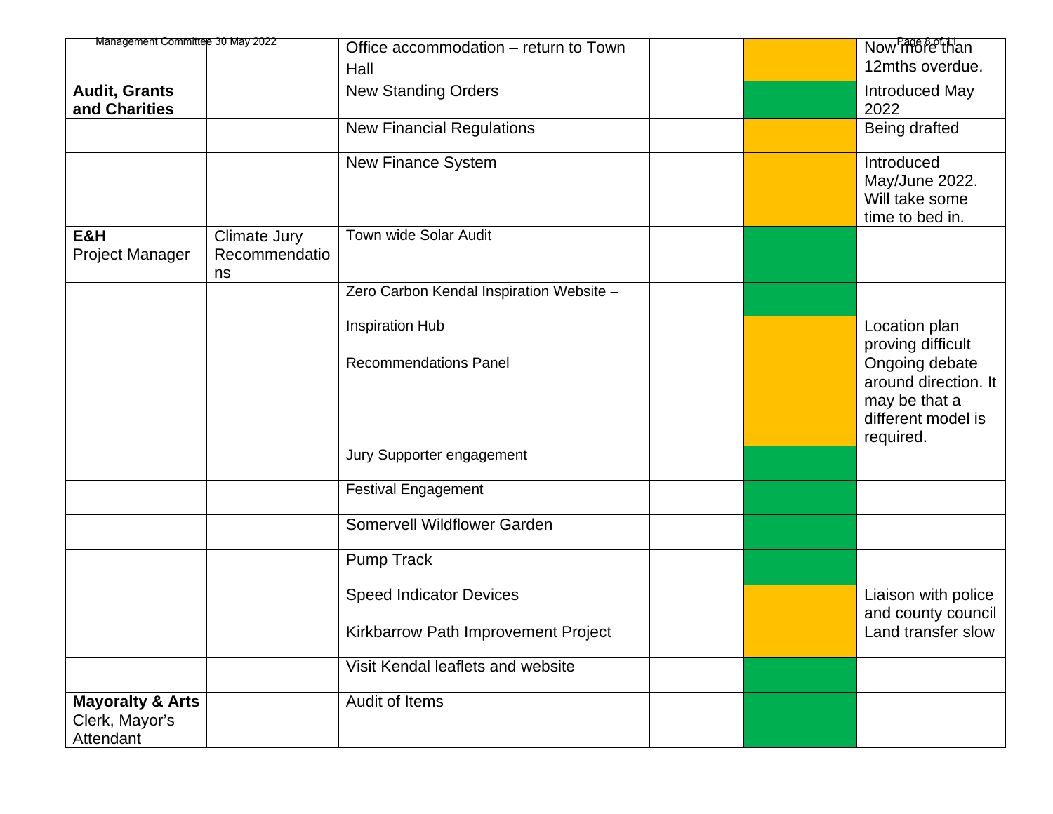| | | | | | |
|---|---|---|---|---|---|
| | | Office accommodation – return to Town Hall | | | Now more than 12mths overdue. |
| **Audit, Grants and Charities** | | New Standing Orders | | | Introduced May 2022 |
| | | New Financial Regulations | | | Being drafted |
| | | New Finance System | | | Introduced May/June 2022. Will take some time to bed in. |
| **E&H** Project Manager | Climate Jury Recommendations | Town wide Solar Audit | | | |
| | | Zero Carbon Kendal Inspiration Website – | | | |
| | | Inspiration Hub | | | Location plan proving difficult |
| | | Recommendations Panel | | | Ongoing debate around direction. It may be that a different model is required. |
| | | Jury Supporter engagement | | | |
| | | Festival Engagement | | | |
| | | Somervell Wildflower Garden | | | |
| | | Pump Track | | | |
| | | Speed Indicator Devices | | | Liaison with police and county council |
| | | Kirkbarrow Path Improvement Project | | | Land transfer slow |
| | | Visit Kendal leaflets and website | | | |
| **Mayoralty & Arts** Clerk, Mayor's Attendant | | Audit of Items | | | |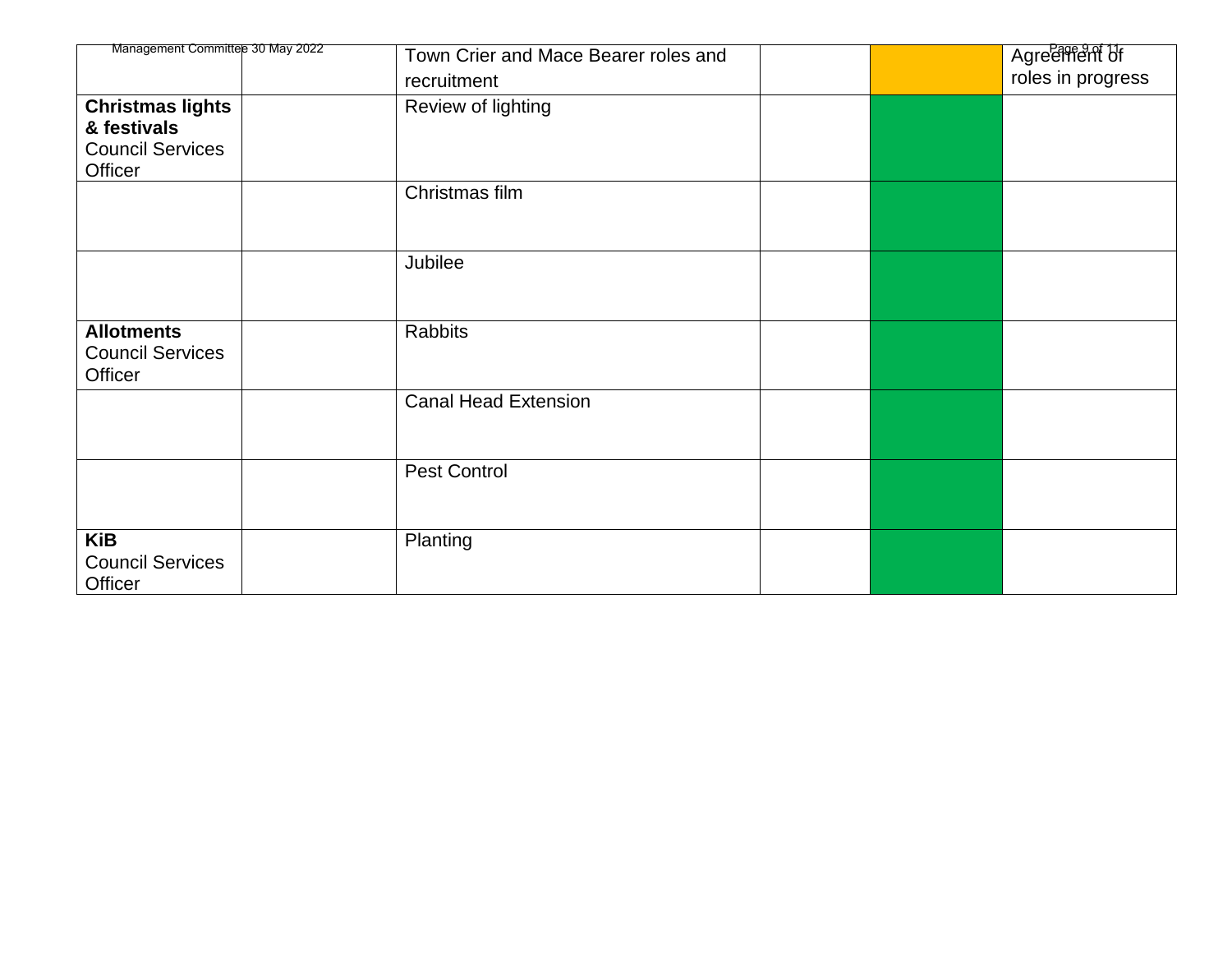| | | | | | |
|---|---|---|---|---|---|
| | | Town Crier and Mace Bearer roles and recruitment | | | Agreement of roles in progress |
| **Christmas lights & festivals** Council Services Officer | | Review of lighting | | | |
| | | Christmas film | | | |
| | | Jubilee | | | |
| **Allotments** Council Services Officer | | Rabbits | | | |
| | | Canal Head Extension | | | |
| | | Pest Control | | | |
| **KiB** Council Services Officer | | Planting | | | |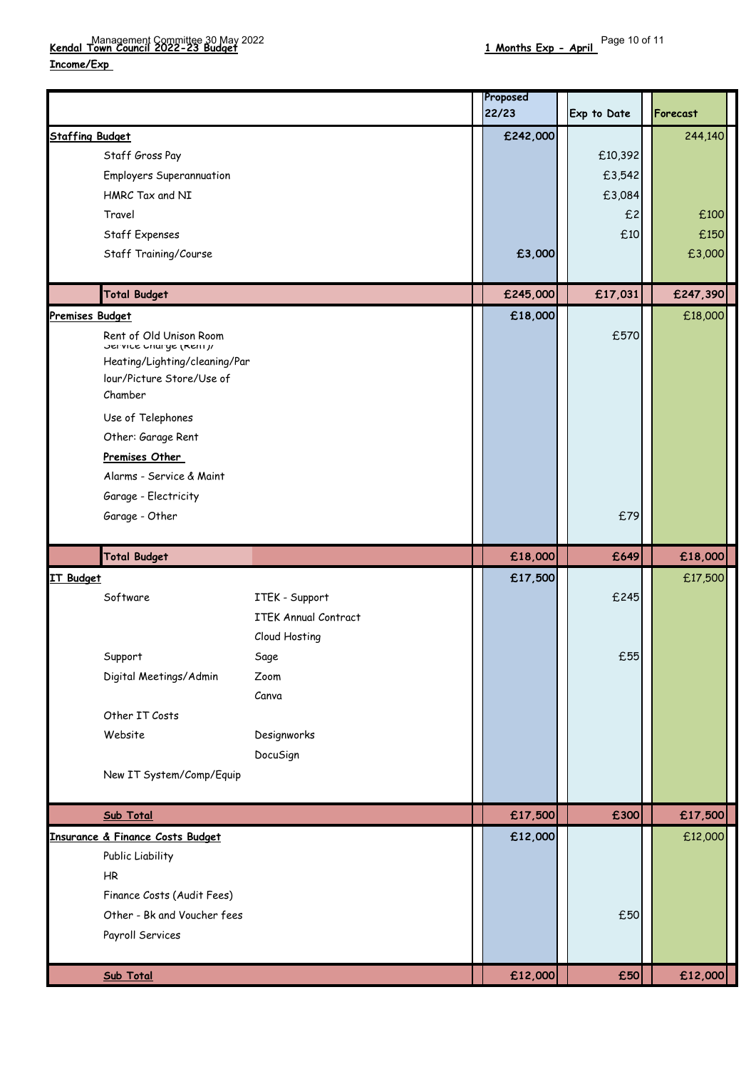**Kendal Town Council 2022-23 Budget** **1 Months Exp - April**

**Income/Exp**

| | | | Proposed 22/23 | Exp to Date | Forecast |
|---|---|---|---|---|---|
| **Staffing Budget** | | | **£242,000** | | 244,140 |
| | Staff Gross Pay | | | £10,392 | |
| | Employers Superannuation | | | £3,542 | |
| | HMRC Tax and NI | | | £3,084 | |
| | Travel | | | £2 | £100 |
| | Staff Expenses | | | £10 | £150 |
| | Staff Training/Course | | **£3,000** | | £3,000 |
| | **Total Budget** | | **£245,000** | **£17,031** | **£247,390** |
| **Premises Budget** | | | **£18,000** | | £18,000 |
| | Rent of Old Unison Room | | | £570 | |
| | Service Charge (Rent)/ Heating/Lighting/cleaning/Parlour/Picture Store/Use of Chamber | | | | |
| | Use of Telephones | | | | |
| | Other: Garage Rent | | | | |
| | **Premises Other** | | | | |
| | Alarms - Service & Maint | | | | |
| | Garage - Electricity | | | | |
| | Garage - Other | | | £79 | |
| | **Total Budget** | | **£18,000** | **£649** | **£18,000** |
| **IT Budget** | | | **£17,500** | | £17,500 |
| | Software | ITEK - Support | | £245 | |
| | | ITEK Annual Contract | | | |
| | | Cloud Hosting | | | |
| | Support | Sage | | £55 | |
| | Digital Meetings/Admin | Zoom | | | |
| | | Canva | | | |
| | Other IT Costs | | | | |
| | Website | Designworks | | | |
| | | DocuSign | | | |
| | New IT System/Comp/Equip | | | | |
| | **Sub Total** | | **£17,500** | **£300** | **£17,500** |
| **Insurance & Finance Costs Budget** | | | **£12,000** | | £12,000 |
| | Public Liability | | | | |
| | HR | | | | |
| | Finance Costs (Audit Fees) | | | | |
| | Other - Bk and Voucher fees | | | £50 | |
| | Payroll Services | | | | |
| | **Sub Total** | | **£12,000** | **£50** | **£12,000** |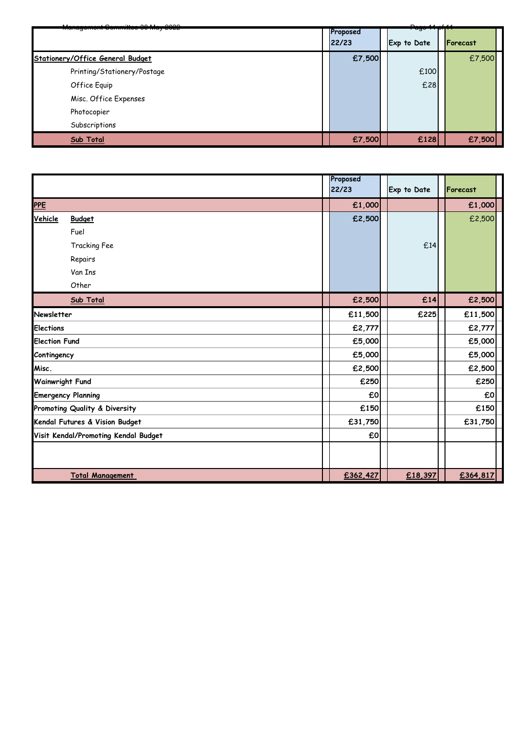| | Proposed 22/23 | Exp to Date | Forecast |
|---|---|---|---|
| **Stationery/Office General Budget** | £7,500 | | £7,500 |
| Printing/Stationery/Postage | | £100 | |
| Office Equip | | £28 | |
| Misc. Office Expenses | | | |
| Photocopier | | | |
| Subscriptions | | | |
| **Sub Total** | £7,500 | £128 | £7,500 |

| | Proposed 22/23 | Exp to Date | Forecast |
|---|---|---|---|
| **PPE** | £1,000 | | £1,000 |
| **Vehicle Budget** | £2,500 | | £2,500 |
| Fuel | | | |
| Tracking Fee | | £14 | |
| Repairs | | | |
| Van Ins | | | |
| Other | | | |
| **Sub Total** | £2,500 | £14 | £2,500 |
| **Newsletter** | £11,500 | £225 | £11,500 |
| **Elections** | £2,777 | | £2,777 |
| **Election Fund** | £5,000 | | £5,000 |
| **Contingency** | £5,000 | | £5,000 |
| **Misc.** | £2,500 | | £2,500 |
| **Wainwright Fund** | £250 | | £250 |
| **Emergency Planning** | £0 | | £0 |
| **Promoting Quality & Diversity** | £150 | | £150 |
| **Kendal Futures & Vision Budget** | £31,750 | | £31,750 |
| **Visit Kendal/Promoting Kendal Budget** | £0 | | |
| | | | |
| **Total Management** | £362,427 | £18,397 | £364,817 |